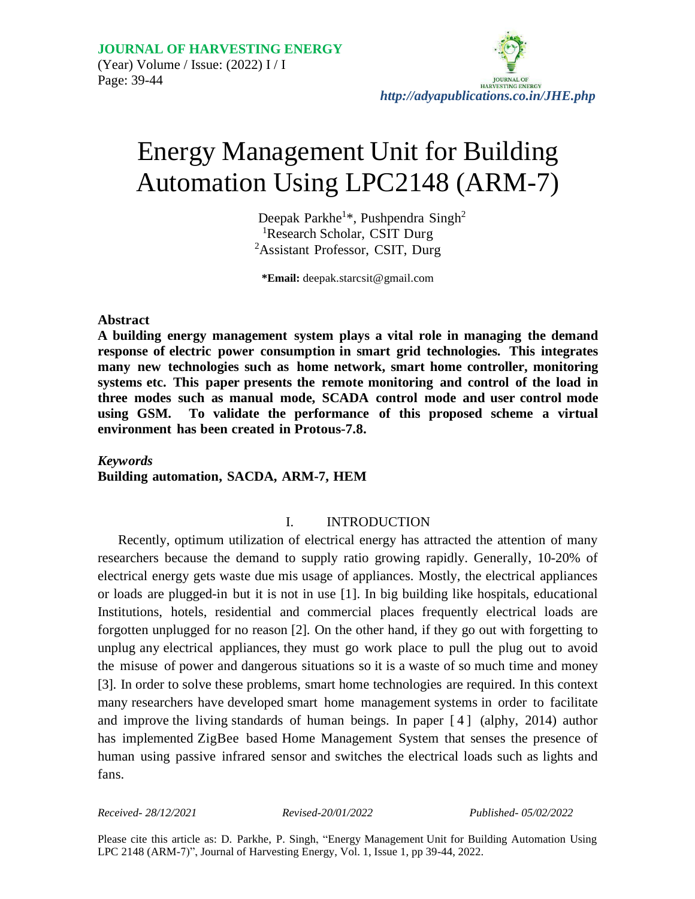# Energy Management Unit for Building Automation Using LPC2148 (ARM-7)

Deepak Parkhe[1]*, Pushpendra Singh[2]

[1]Research Scholar, CSIT Durg

[2]Assistant Professor, CSIT, Durg

**\*Email:** deepak.starcsit@gmail.com

## Abstract

**A building energy management system plays a vital role in managing the demand response of electric power consumption in smart grid technologies. This integrates many new technologies such as home network, smart home controller, monitoring systems etc. This paper presents the remote monitoring and control of the load in three modes such as manual mode, SCADA control mode and user control mode using GSM. To validate the performance of this proposed scheme a virtual environment has been created in Protous-7.8.**

***Keywords***

**Building automation, SACDA, ARM-7, HEM**

## I. INTRODUCTION

Recently, optimum utilization of electrical energy has attracted the attention of many researchers because the demand to supply ratio growing rapidly. Generally, 10-20% of electrical energy gets waste due mis usage of appliances. Mostly, the electrical appliances or loads are plugged-in but it is not in use [1]. In big building like hospitals, educational Institutions, hotels, residential and commercial places frequently electrical loads are forgotten unplugged for no reason [2]. On the other hand, if they go out with forgetting to unplug any electrical appliances, they must go work place to pull the plug out to avoid the misuse of power and dangerous situations so it is a waste of so much time and money [3]. In order to solve these problems, smart home technologies are required. In this context many researchers have developed smart home management systems in order to facilitate and improve the living standards of human beings. In paper [4] (alphy, 2014) author has implemented ZigBee based Home Management System that senses the presence of human using passive infrared sensor and switches the electrical loads such as lights and fans.

*Received- 28/12/2021* *Revised-20/01/2022* *Published- 05/02/2022*

Please cite this article as: D. Parkhe, P. Singh, "Energy Management Unit for Building Automation Using LPC 2148 (ARM-7)", Journal of Harvesting Energy, Vol. 1, Issue 1, pp 39-44, 2022.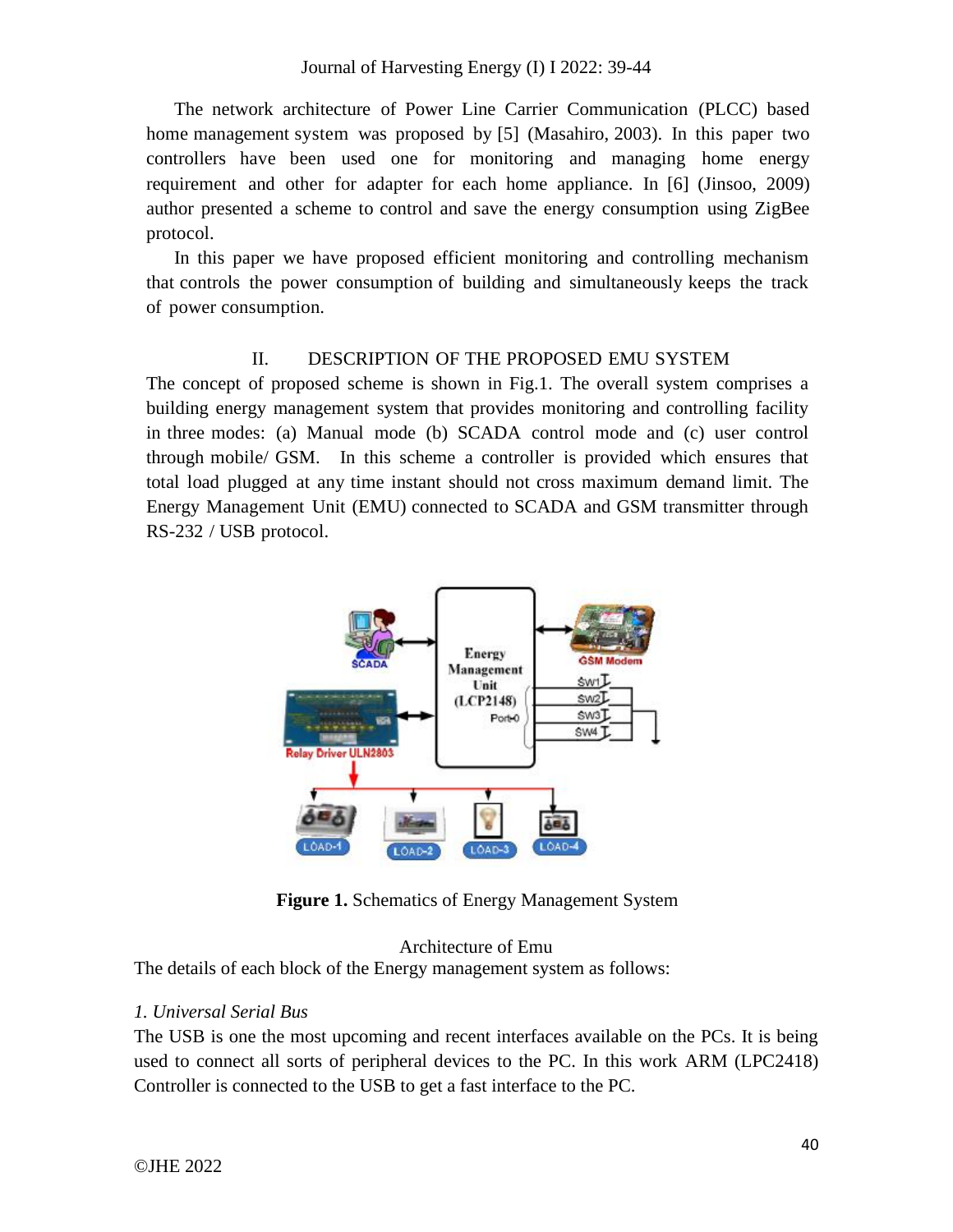The network architecture of Power Line Carrier Communication (PLCC) based home management system was proposed by [5] (Masahiro, 2003). In this paper two controllers have been used one for monitoring and managing home energy requirement and other for adapter for each home appliance. In [6] (Jinsoo, 2009) author presented a scheme to control and save the energy consumption using ZigBee protocol.

In this paper we have proposed efficient monitoring and controlling mechanism that controls the power consumption of building and simultaneously keeps the track of power consumption.

## II. DESCRIPTION OF THE PROPOSED EMU SYSTEM

The concept of proposed scheme is shown in Fig.1. The overall system comprises a building energy management system that provides monitoring and controlling facility in three modes: (a) Manual mode (b) SCADA control mode and (c) user control through mobile/ GSM. In this scheme a controller is provided which ensures that total load plugged at any time instant should not cross maximum demand limit. The Energy Management Unit (EMU) connected to SCADA and GSM transmitter through RS-232 / USB protocol.

**Figure 1.** Schematics of Energy Management System

Architecture of Emu

The details of each block of the Energy management system as follows:

*1. Universal Serial Bus*

The USB is one the most upcoming and recent interfaces available on the PCs. It is being used to connect all sorts of peripheral devices to the PC. In this work ARM (LPC2418) Controller is connected to the USB to get a fast interface to the PC.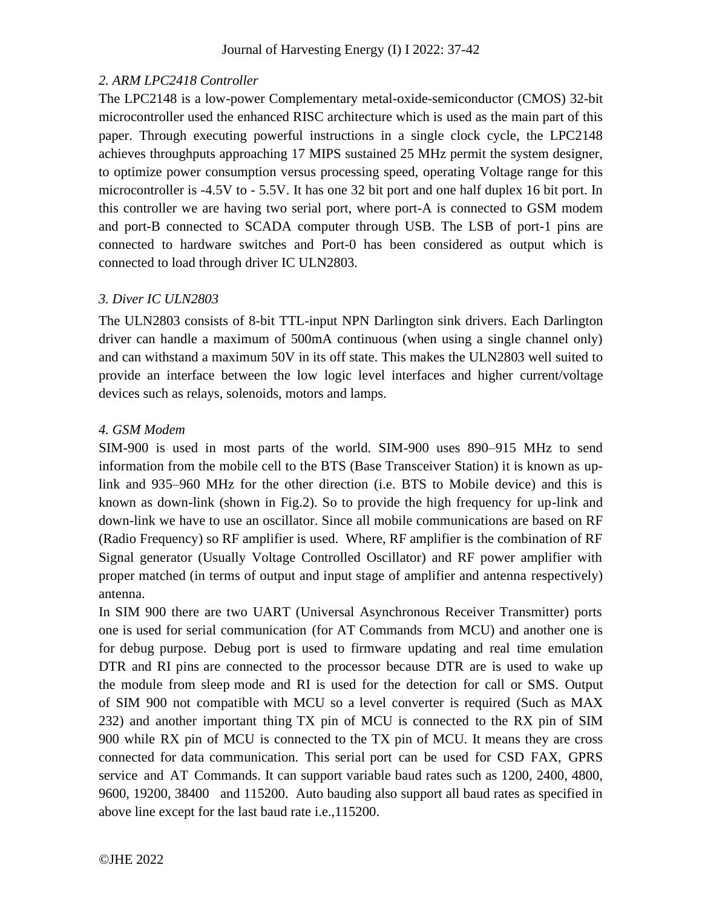*2. ARM LPC2418 Controller*

The LPC2148 is a low-power Complementary metal-oxide-semiconductor (CMOS) 32-bit microcontroller used the enhanced RISC architecture which is used as the main part of this paper. Through executing powerful instructions in a single clock cycle, the LPC2148 achieves throughputs approaching 17 MIPS sustained 25 MHz permit the system designer, to optimize power consumption versus processing speed, operating Voltage range for this microcontroller is -4.5V to - 5.5V. It has one 32 bit port and one half duplex 16 bit port. In this controller we are having two serial port, where port-A is connected to GSM modem and port-B connected to SCADA computer through USB. The LSB of port-1 pins are connected to hardware switches and Port-0 has been considered as output which is connected to load through driver IC ULN2803.

*3. Diver IC ULN2803*

The ULN2803 consists of 8-bit TTL-input NPN Darlington sink drivers. Each Darlington driver can handle a maximum of 500mA continuous (when using a single channel only) and can withstand a maximum 50V in its off state. This makes the ULN2803 well suited to provide an interface between the low logic level interfaces and higher current/voltage devices such as relays, solenoids, motors and lamps.

*4. GSM Modem*

SIM-900 is used in most parts of the world. SIM-900 uses 890–915 MHz to send information from the mobile cell to the BTS (Base Transceiver Station) it is known as up-link and 935–960 MHz for the other direction (i.e. BTS to Mobile device) and this is known as down-link (shown in Fig.2). So to provide the high frequency for up-link and down-link we have to use an oscillator. Since all mobile communications are based on RF (Radio Frequency) so RF amplifier is used. Where, RF amplifier is the combination of RF Signal generator (Usually Voltage Controlled Oscillator) and RF power amplifier with proper matched (in terms of output and input stage of amplifier and antenna respectively) antenna.

In SIM 900 there are two UART (Universal Asynchronous Receiver Transmitter) ports one is used for serial communication (for AT Commands from MCU) and another one is for debug purpose. Debug port is used to firmware updating and real time emulation DTR and RI pins are connected to the processor because DTR are is used to wake up the module from sleep mode and RI is used for the detection for call or SMS. Output of SIM 900 not compatible with MCU so a level converter is required (Such as MAX 232) and another important thing TX pin of MCU is connected to the RX pin of SIM 900 while RX pin of MCU is connected to the TX pin of MCU. It means they are cross connected for data communication. This serial port can be used for CSD FAX, GPRS service and AT Commands. It can support variable baud rates such as 1200, 2400, 4800, 9600, 19200, 38400 and 115200. Auto bauding also support all baud rates as specified in above line except for the last baud rate i.e.,115200.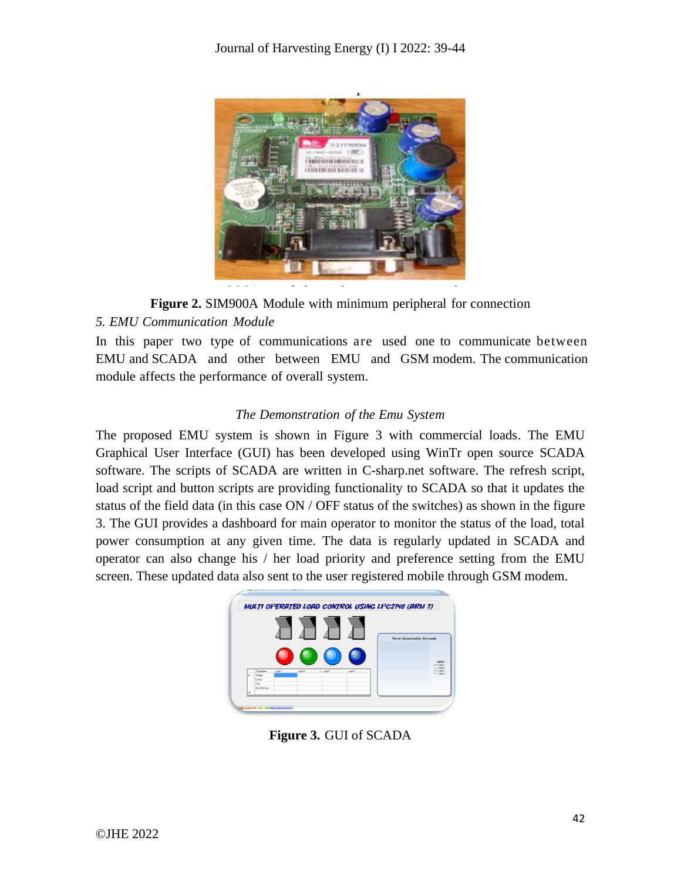**Figure 2.** SIM900A Module with minimum peripheral for connection

*5. EMU Communication Module*

In this paper two type of communications are used one to communicate between EMU and SCADA and other between EMU and GSM modem. The communication module affects the performance of overall system.

*The Demonstration of the Emu System*

The proposed EMU system is shown in Figure 3 with commercial loads. The EMU Graphical User Interface (GUI) has been developed using WinTr open source SCADA software. The scripts of SCADA are written in C-sharp.net software. The refresh script, load script and button scripts are providing functionality to SCADA so that it updates the status of the field data (in this case ON / OFF status of the switches) as shown in the figure 3. The GUI provides a dashboard for main operator to monitor the status of the load, total power consumption at any given time. The data is regularly updated in SCADA and operator can also change his / her load priority and preference setting from the EMU screen. These updated data also sent to the user registered mobile through GSM modem.

**Figure 3.** GUI of SCADA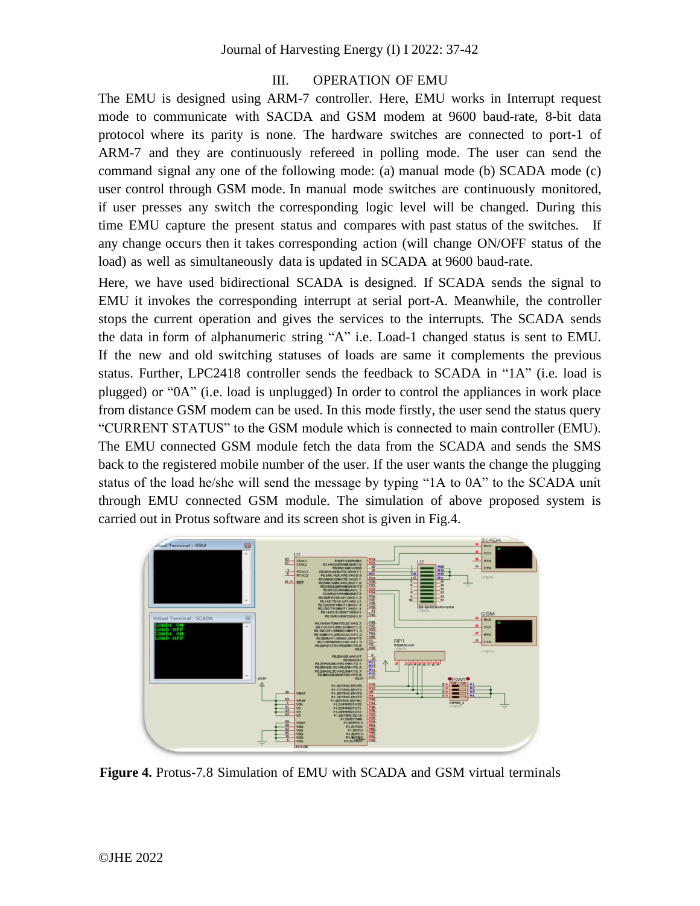## III. OPERATION OF EMU

The EMU is designed using ARM-7 controller. Here, EMU works in Interrupt request mode to communicate with SACDA and GSM modem at 9600 baud-rate, 8-bit data protocol where its parity is none. The hardware switches are connected to port-1 of ARM-7 and they are continuously refereed in polling mode. The user can send the command signal any one of the following mode: (a) manual mode (b) SCADA mode (c) user control through GSM mode. In manual mode switches are continuously monitored, if user presses any switch the corresponding logic level will be changed. During this time EMU capture the present status and compares with past status of the switches. If any change occurs then it takes corresponding action (will change ON/OFF status of the load) as well as simultaneously data is updated in SCADA at 9600 baud-rate.

Here, we have used bidirectional SCADA is designed. If SCADA sends the signal to EMU it invokes the corresponding interrupt at serial port-A. Meanwhile, the controller stops the current operation and gives the services to the interrupts. The SCADA sends the data in form of alphanumeric string "A" i.e. Load-1 changed status is sent to EMU. If the new and old switching statuses of loads are same it complements the previous status. Further, LPC2418 controller sends the feedback to SCADA in "1A" (i.e. load is plugged) or "0A" (i.e. load is unplugged) In order to control the appliances in work place from distance GSM modem can be used. In this mode firstly, the user send the status query "CURRENT STATUS" to the GSM module which is connected to main controller (EMU). The EMU connected GSM module fetch the data from the SCADA and sends the SMS back to the registered mobile number of the user. If the user wants the change the plugging status of the load he/she will send the message by typing "1A to 0A" to the SCADA unit through EMU connected GSM module. The simulation of above proposed system is carried out in Protus software and its screen shot is given in Fig.4.

**Figure 4.** Protus-7.8 Simulation of EMU with SCADA and GSM virtual terminals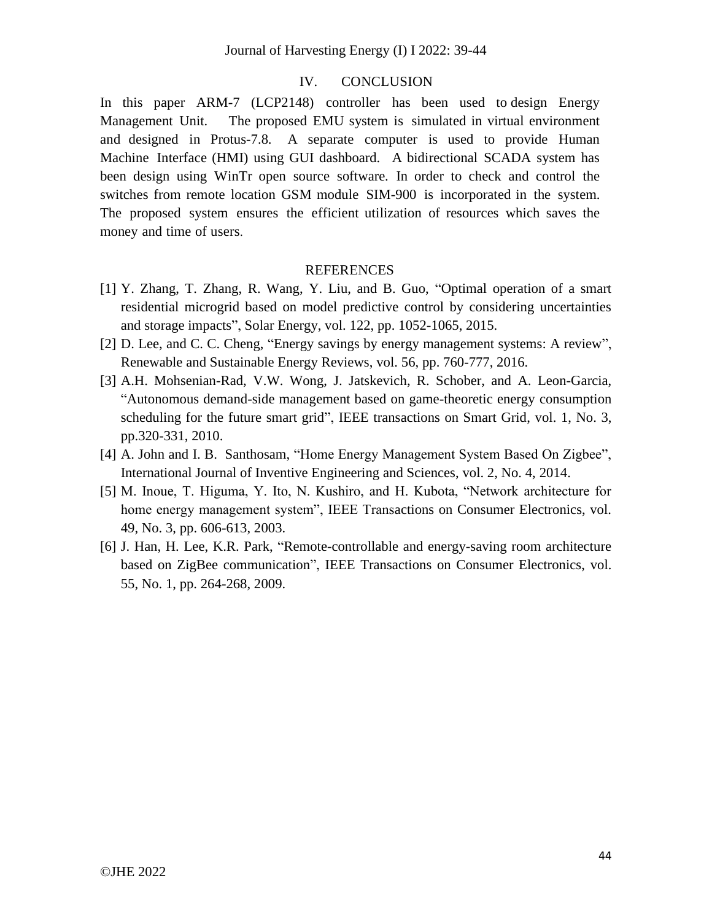## IV. CONCLUSION

In this paper ARM-7 (LCP2148) controller has been used to design Energy Management Unit. The proposed EMU system is simulated in virtual environment and designed in Protus-7.8. A separate computer is used to provide Human Machine Interface (HMI) using GUI dashboard. A bidirectional SCADA system has been design using WinTr open source software. In order to check and control the switches from remote location GSM module SIM-900 is incorporated in the system. The proposed system ensures the efficient utilization of resources which saves the money and time of users.

## REFERENCES

[1] Y. Zhang, T. Zhang, R. Wang, Y. Liu, and B. Guo, "Optimal operation of a smart residential microgrid based on model predictive control by considering uncertainties and storage impacts", Solar Energy, vol. 122, pp. 1052-1065, 2015.

[2] D. Lee, and C. C. Cheng, "Energy savings by energy management systems: A review", Renewable and Sustainable Energy Reviews, vol. 56, pp. 760-777, 2016.

[3] A.H. Mohsenian-Rad, V.W. Wong, J. Jatskevich, R. Schober, and A. Leon-Garcia, "Autonomous demand-side management based on game-theoretic energy consumption scheduling for the future smart grid", IEEE transactions on Smart Grid, vol. 1, No. 3, pp.320-331, 2010.

[4] A. John and I. B. Santhosam, "Home Energy Management System Based On Zigbee", International Journal of Inventive Engineering and Sciences, vol. 2, No. 4, 2014.

[5] M. Inoue, T. Higuma, Y. Ito, N. Kushiro, and H. Kubota, "Network architecture for home energy management system", IEEE Transactions on Consumer Electronics, vol. 49, No. 3, pp. 606-613, 2003.

[6] J. Han, H. Lee, K.R. Park, "Remote-controllable and energy-saving room architecture based on ZigBee communication", IEEE Transactions on Consumer Electronics, vol. 55, No. 1, pp. 264-268, 2009.